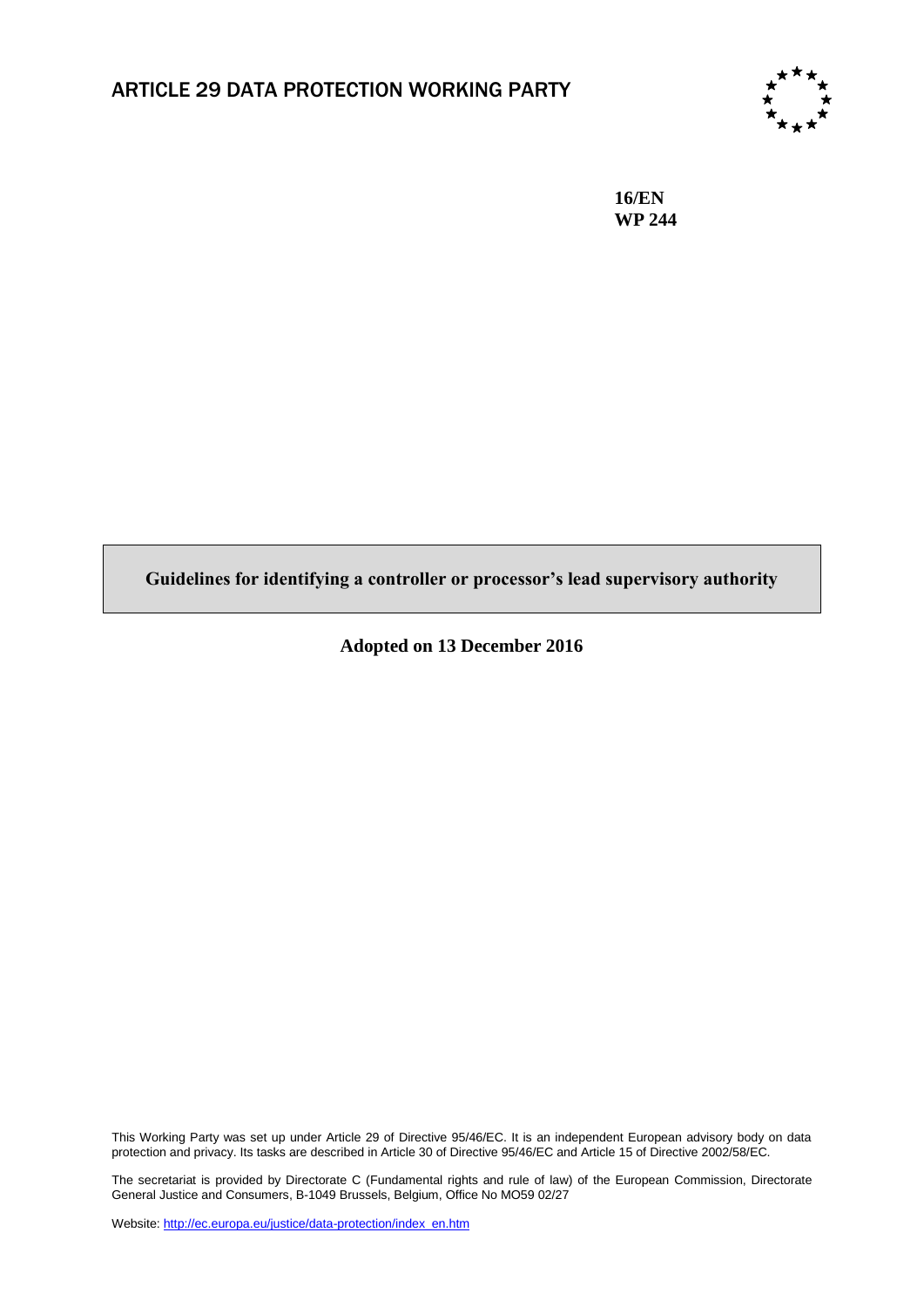# ARTICLE 29 DATA PROTECTION WORKING PARTY

**16/EN**
**WP 244**

**Guidelines for identifying a controller or processor's lead supervisory authority**

**Adopted on 13 December 2016**

This Working Party was set up under Article 29 of Directive 95/46/EC. It is an independent European advisory body on data protection and privacy. Its tasks are described in Article 30 of Directive 95/46/EC and Article 15 of Directive 2002/58/EC.

The secretariat is provided by Directorate C (Fundamental rights and rule of law) of the European Commission, Directorate General Justice and Consumers, B-1049 Brussels, Belgium, Office No MO59 02/27

Website: http://ec.europa.eu/justice/data-protection/index_en.htm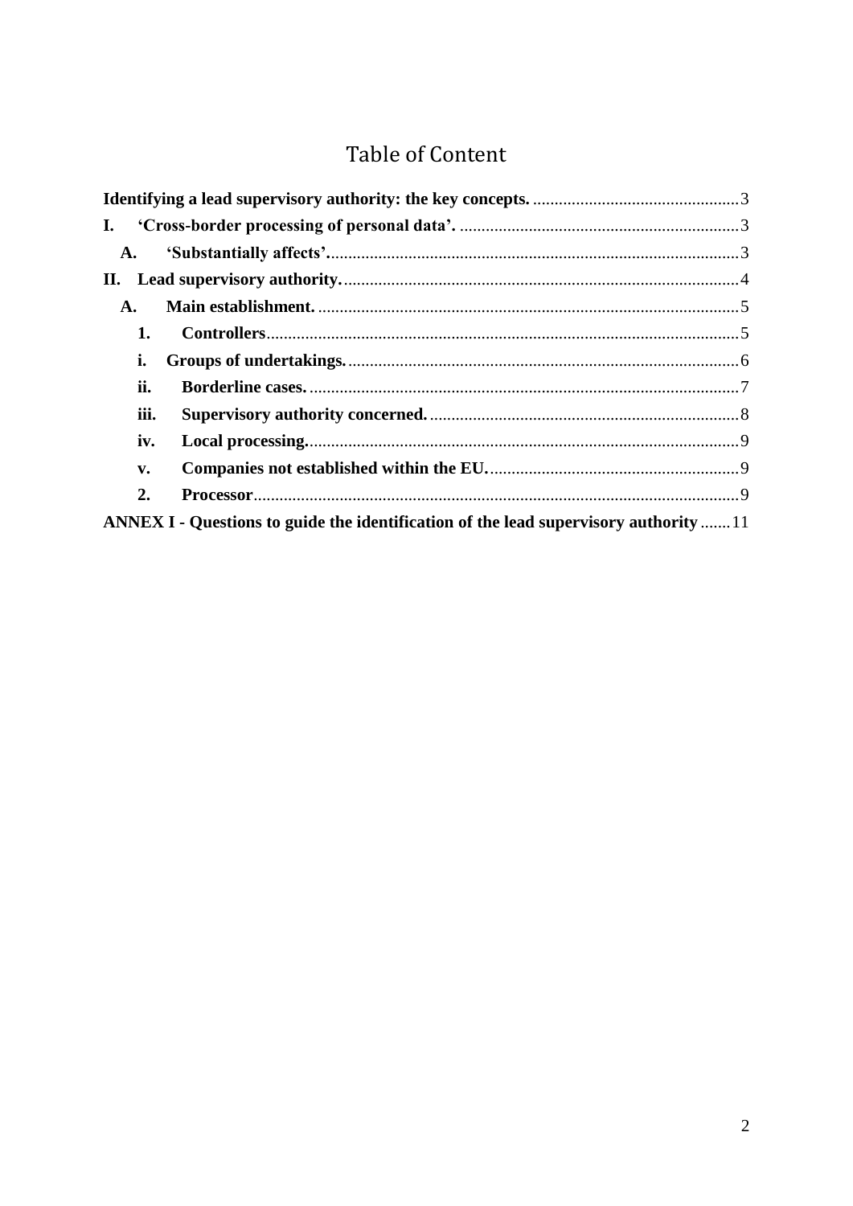# Table of Content

**Identifying a lead supervisory authority: the key concepts.** ........................................ 3

**I. 'Cross-border processing of personal data'.** ........................................ 3

**A. 'Substantially affects'.** ........................................ 3

**II. Lead supervisory authority.** ........................................ 4

**A. Main establishment.** ........................................ 5

**1. Controllers** ........................................ 5

**i. Groups of undertakings.** ........................................ 6

**ii. Borderline cases.** ........................................ 7

**iii. Supervisory authority concerned.** ........................................ 8

**iv. Local processing.** ........................................ 9

**v. Companies not established within the EU.** ........................................ 9

**2. Processor** ........................................ 9

**ANNEX I - Questions to guide the identification of the lead supervisory authority** ....... 11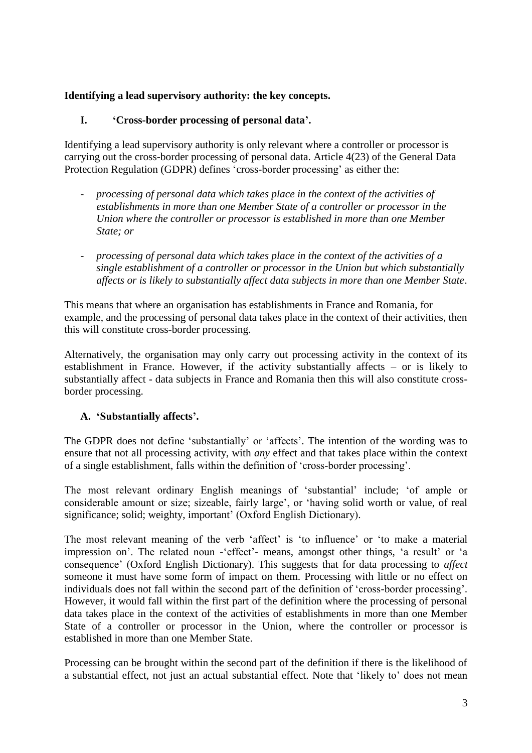**Identifying a lead supervisory authority: the key concepts.**

## I. 'Cross-border processing of personal data'.

Identifying a lead supervisory authority is only relevant where a controller or processor is carrying out the cross-border processing of personal data. Article 4(23) of the General Data Protection Regulation (GDPR) defines 'cross-border processing' as either the:

- *processing of personal data which takes place in the context of the activities of establishments in more than one Member State of a controller or processor in the Union where the controller or processor is established in more than one Member State; or*

- *processing of personal data which takes place in the context of the activities of a single establishment of a controller or processor in the Union but which substantially affects or is likely to substantially affect data subjects in more than one Member State*.

This means that where an organisation has establishments in France and Romania, for example, and the processing of personal data takes place in the context of their activities, then this will constitute cross-border processing.

Alternatively, the organisation may only carry out processing activity in the context of its establishment in France. However, if the activity substantially affects – or is likely to substantially affect - data subjects in France and Romania then this will also constitute cross-border processing.

### A. 'Substantially affects'.

The GDPR does not define 'substantially' or 'affects'. The intention of the wording was to ensure that not all processing activity, with *any* effect and that takes place within the context of a single establishment, falls within the definition of 'cross-border processing'.

The most relevant ordinary English meanings of 'substantial' include; 'of ample or considerable amount or size; sizeable, fairly large', or 'having solid worth or value, of real significance; solid; weighty, important' (Oxford English Dictionary).

The most relevant meaning of the verb 'affect' is 'to influence' or 'to make a material impression on'. The related noun -'effect'- means, amongst other things, 'a result' or 'a consequence' (Oxford English Dictionary). This suggests that for data processing to *affect* someone it must have some form of impact on them. Processing with little or no effect on individuals does not fall within the second part of the definition of 'cross-border processing'. However, it would fall within the first part of the definition where the processing of personal data takes place in the context of the activities of establishments in more than one Member State of a controller or processor in the Union, where the controller or processor is established in more than one Member State.

Processing can be brought within the second part of the definition if there is the likelihood of a substantial effect, not just an actual substantial effect. Note that 'likely to' does not mean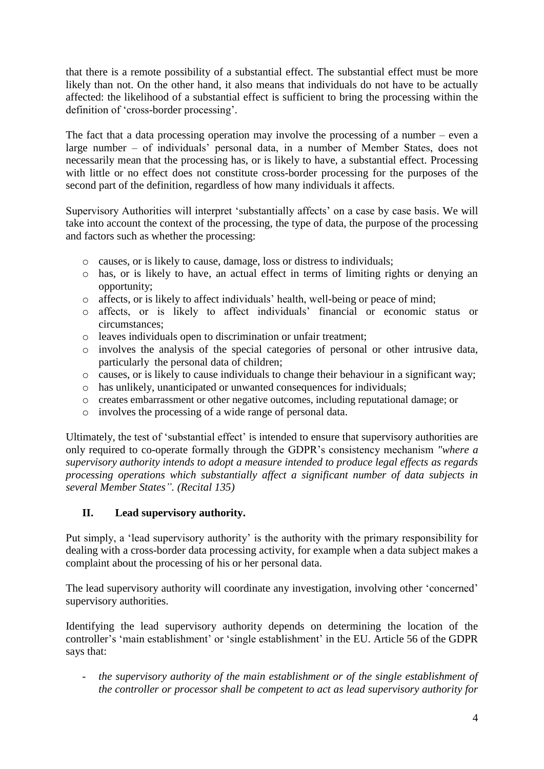that there is a remote possibility of a substantial effect. The substantial effect must be more likely than not. On the other hand, it also means that individuals do not have to be actually affected: the likelihood of a substantial effect is sufficient to bring the processing within the definition of 'cross-border processing'.

The fact that a data processing operation may involve the processing of a number – even a large number – of individuals' personal data, in a number of Member States, does not necessarily mean that the processing has, or is likely to have, a substantial effect. Processing with little or no effect does not constitute cross-border processing for the purposes of the second part of the definition, regardless of how many individuals it affects.

Supervisory Authorities will interpret 'substantially affects' on a case by case basis. We will take into account the context of the processing, the type of data, the purpose of the processing and factors such as whether the processing:

- causes, or is likely to cause, damage, loss or distress to individuals;
- has, or is likely to have, an actual effect in terms of limiting rights or denying an opportunity;
- affects, or is likely to affect individuals' health, well-being or peace of mind;
- affects, or is likely to affect individuals' financial or economic status or circumstances;
- leaves individuals open to discrimination or unfair treatment;
- involves the analysis of the special categories of personal or other intrusive data, particularly the personal data of children;
- causes, or is likely to cause individuals to change their behaviour in a significant way;
- has unlikely, unanticipated or unwanted consequences for individuals;
- creates embarrassment or other negative outcomes, including reputational damage; or
- involves the processing of a wide range of personal data.

Ultimately, the test of 'substantial effect' is intended to ensure that supervisory authorities are only required to co-operate formally through the GDPR's consistency mechanism *"where a supervisory authority intends to adopt a measure intended to produce legal effects as regards processing operations which substantially affect a significant number of data subjects in several Member States". (Recital 135)*

## II. Lead supervisory authority.

Put simply, a 'lead supervisory authority' is the authority with the primary responsibility for dealing with a cross-border data processing activity, for example when a data subject makes a complaint about the processing of his or her personal data.

The lead supervisory authority will coordinate any investigation, involving other 'concerned' supervisory authorities.

Identifying the lead supervisory authority depends on determining the location of the controller's 'main establishment' or 'single establishment' in the EU. Article 56 of the GDPR says that:

- *the supervisory authority of the main establishment or of the single establishment of the controller or processor shall be competent to act as lead supervisory authority for*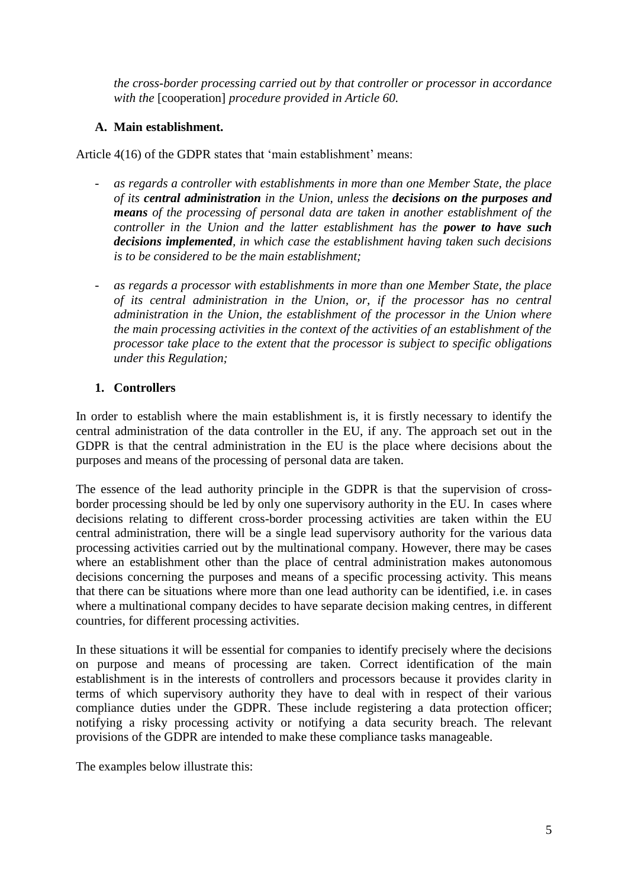*the cross-border processing carried out by that controller or processor in accordance with the* [cooperation] *procedure provided in Article 60.*

### A. Main establishment.

Article 4(16) of the GDPR states that 'main establishment' means:

- *as regards a controller with establishments in more than one Member State, the place of its* ***central administration*** *in the Union, unless the* ***decisions on the purposes and means*** *of the processing of personal data are taken in another establishment of the controller in the Union and the latter establishment has the* ***power to have such decisions implemented****, in which case the establishment having taken such decisions is to be considered to be the main establishment;*

- *as regards a processor with establishments in more than one Member State, the place of its central administration in the Union, or, if the processor has no central administration in the Union, the establishment of the processor in the Union where the main processing activities in the context of the activities of an establishment of the processor take place to the extent that the processor is subject to specific obligations under this Regulation;*

#### 1. Controllers

In order to establish where the main establishment is, it is firstly necessary to identify the central administration of the data controller in the EU, if any. The approach set out in the GDPR is that the central administration in the EU is the place where decisions about the purposes and means of the processing of personal data are taken.

The essence of the lead authority principle in the GDPR is that the supervision of cross-border processing should be led by only one supervisory authority in the EU. In cases where decisions relating to different cross-border processing activities are taken within the EU central administration, there will be a single lead supervisory authority for the various data processing activities carried out by the multinational company. However, there may be cases where an establishment other than the place of central administration makes autonomous decisions concerning the purposes and means of a specific processing activity. This means that there can be situations where more than one lead authority can be identified, i.e. in cases where a multinational company decides to have separate decision making centres, in different countries, for different processing activities.

In these situations it will be essential for companies to identify precisely where the decisions on purpose and means of processing are taken. Correct identification of the main establishment is in the interests of controllers and processors because it provides clarity in terms of which supervisory authority they have to deal with in respect of their various compliance duties under the GDPR. These include registering a data protection officer; notifying a risky processing activity or notifying a data security breach. The relevant provisions of the GDPR are intended to make these compliance tasks manageable.

The examples below illustrate this: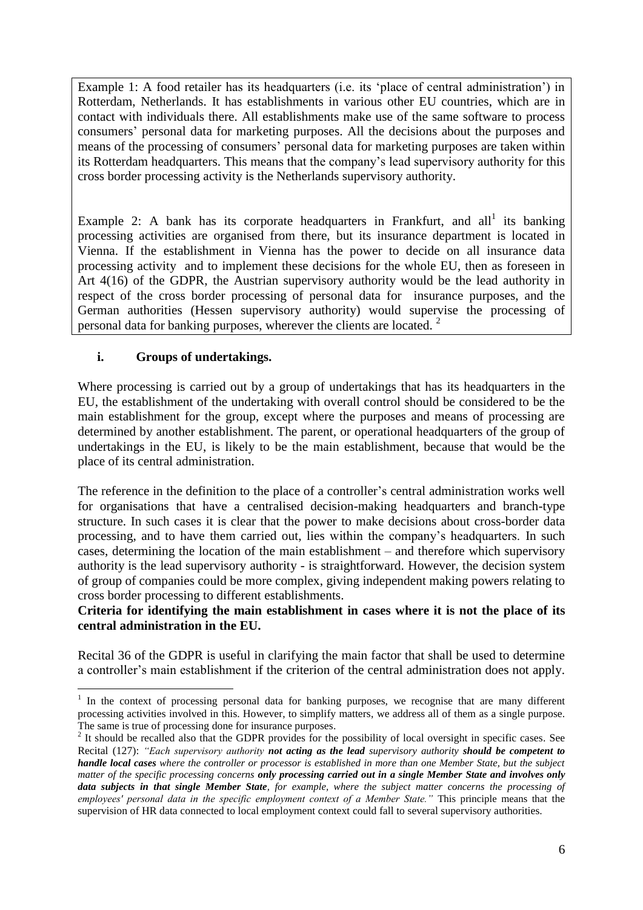Example 1: A food retailer has its headquarters (i.e. its 'place of central administration') in Rotterdam, Netherlands. It has establishments in various other EU countries, which are in contact with individuals there. All establishments make use of the same software to process consumers' personal data for marketing purposes. All the decisions about the purposes and means of the processing of consumers' personal data for marketing purposes are taken within its Rotterdam headquarters. This means that the company's lead supervisory authority for this cross border processing activity is the Netherlands supervisory authority.

Example 2: A bank has its corporate headquarters in Frankfurt, and all[1] its banking processing activities are organised from there, but its insurance department is located in Vienna. If the establishment in Vienna has the power to decide on all insurance data processing activity and to implement these decisions for the whole EU, then as foreseen in Art 4(16) of the GDPR, the Austrian supervisory authority would be the lead authority in respect of the cross border processing of personal data for insurance purposes, and the German authorities (Hessen supervisory authority) would supervise the processing of personal data for banking purposes, wherever the clients are located. [2]

### i. Groups of undertakings.

Where processing is carried out by a group of undertakings that has its headquarters in the EU, the establishment of the undertaking with overall control should be considered to be the main establishment for the group, except where the purposes and means of processing are determined by another establishment. The parent, or operational headquarters of the group of undertakings in the EU, is likely to be the main establishment, because that would be the place of its central administration.

The reference in the definition to the place of a controller's central administration works well for organisations that have a centralised decision-making headquarters and branch-type structure. In such cases it is clear that the power to make decisions about cross-border data processing, and to have them carried out, lies within the company's headquarters. In such cases, determining the location of the main establishment – and therefore which supervisory authority is the lead supervisory authority - is straightforward. However, the decision system of group of companies could be more complex, giving independent making powers relating to cross border processing to different establishments.

**Criteria for identifying the main establishment in cases where it is not the place of its central administration in the EU.**

Recital 36 of the GDPR is useful in clarifying the main factor that shall be used to determine a controller's main establishment if the criterion of the central administration does not apply.

[1] In the context of processing personal data for banking purposes, we recognise that are many different processing activities involved in this. However, to simplify matters, we address all of them as a single purpose. The same is true of processing done for insurance purposes.

[2] It should be recalled also that the GDPR provides for the possibility of local oversight in specific cases. See Recital (127): *"Each supervisory authority* ***not acting as the lead*** *supervisory authority* ***should be competent to handle local cases*** *where the controller or processor is established in more than one Member State, but the subject matter of the specific processing concerns* ***only processing carried out in a single Member State and involves only data subjects in that single Member State****, for example, where the subject matter concerns the processing of employees' personal data in the specific employment context of a Member State."* This principle means that the supervision of HR data connected to local employment context could fall to several supervisory authorities.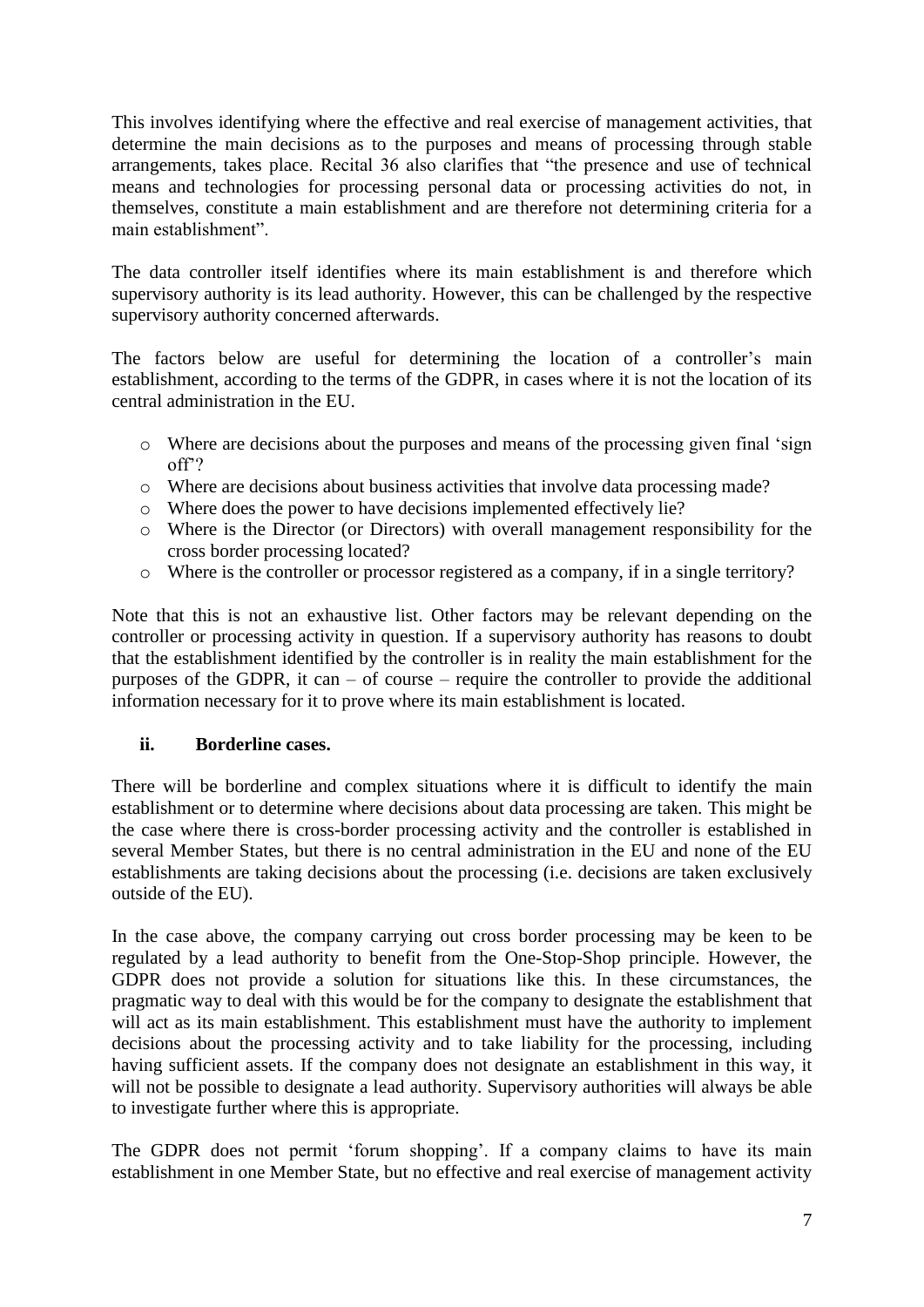This involves identifying where the effective and real exercise of management activities, that determine the main decisions as to the purposes and means of processing through stable arrangements, takes place. Recital 36 also clarifies that "the presence and use of technical means and technologies for processing personal data or processing activities do not, in themselves, constitute a main establishment and are therefore not determining criteria for a main establishment".

The data controller itself identifies where its main establishment is and therefore which supervisory authority is its lead authority. However, this can be challenged by the respective supervisory authority concerned afterwards.

The factors below are useful for determining the location of a controller's main establishment, according to the terms of the GDPR, in cases where it is not the location of its central administration in the EU.

- Where are decisions about the purposes and means of the processing given final 'sign off'?
- Where are decisions about business activities that involve data processing made?
- Where does the power to have decisions implemented effectively lie?
- Where is the Director (or Directors) with overall management responsibility for the cross border processing located?
- Where is the controller or processor registered as a company, if in a single territory?

Note that this is not an exhaustive list. Other factors may be relevant depending on the controller or processing activity in question. If a supervisory authority has reasons to doubt that the establishment identified by the controller is in reality the main establishment for the purposes of the GDPR, it can – of course – require the controller to provide the additional information necessary for it to prove where its main establishment is located.

### ii. Borderline cases.

There will be borderline and complex situations where it is difficult to identify the main establishment or to determine where decisions about data processing are taken. This might be the case where there is cross-border processing activity and the controller is established in several Member States, but there is no central administration in the EU and none of the EU establishments are taking decisions about the processing (i.e. decisions are taken exclusively outside of the EU).

In the case above, the company carrying out cross border processing may be keen to be regulated by a lead authority to benefit from the One-Stop-Shop principle. However, the GDPR does not provide a solution for situations like this. In these circumstances, the pragmatic way to deal with this would be for the company to designate the establishment that will act as its main establishment. This establishment must have the authority to implement decisions about the processing activity and to take liability for the processing, including having sufficient assets. If the company does not designate an establishment in this way, it will not be possible to designate a lead authority. Supervisory authorities will always be able to investigate further where this is appropriate.

The GDPR does not permit 'forum shopping'. If a company claims to have its main establishment in one Member State, but no effective and real exercise of management activity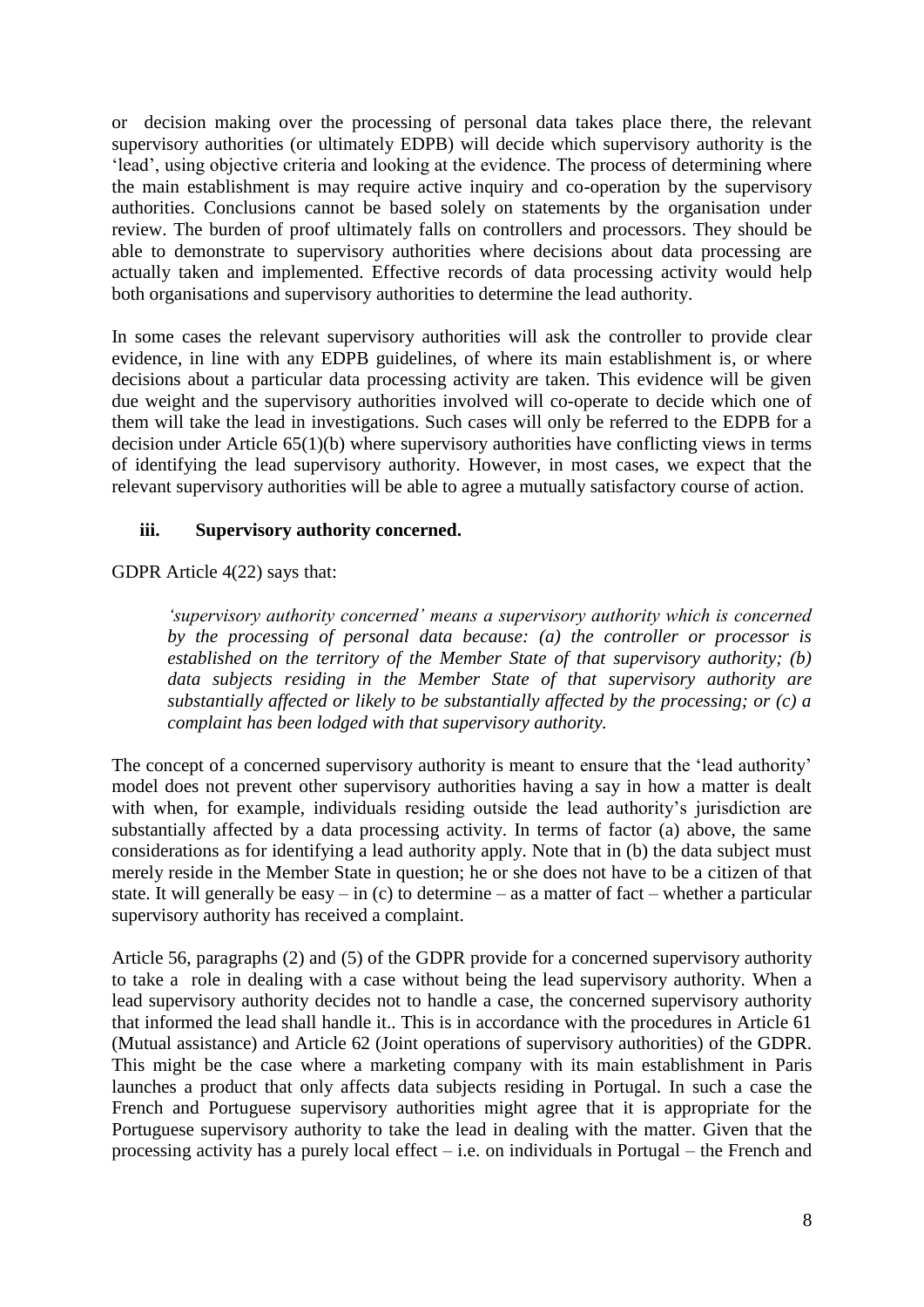or decision making over the processing of personal data takes place there, the relevant supervisory authorities (or ultimately EDPB) will decide which supervisory authority is the 'lead', using objective criteria and looking at the evidence. The process of determining where the main establishment is may require active inquiry and co-operation by the supervisory authorities. Conclusions cannot be based solely on statements by the organisation under review. The burden of proof ultimately falls on controllers and processors. They should be able to demonstrate to supervisory authorities where decisions about data processing are actually taken and implemented. Effective records of data processing activity would help both organisations and supervisory authorities to determine the lead authority.

In some cases the relevant supervisory authorities will ask the controller to provide clear evidence, in line with any EDPB guidelines, of where its main establishment is, or where decisions about a particular data processing activity are taken. This evidence will be given due weight and the supervisory authorities involved will co-operate to decide which one of them will take the lead in investigations. Such cases will only be referred to the EDPB for a decision under Article 65(1)(b) where supervisory authorities have conflicting views in terms of identifying the lead supervisory authority. However, in most cases, we expect that the relevant supervisory authorities will be able to agree a mutually satisfactory course of action.

### iii. Supervisory authority concerned.

GDPR Article 4(22) says that:

> *'supervisory authority concerned' means a supervisory authority which is concerned by the processing of personal data because: (a) the controller or processor is established on the territory of the Member State of that supervisory authority; (b) data subjects residing in the Member State of that supervisory authority are substantially affected or likely to be substantially affected by the processing; or (c) a complaint has been lodged with that supervisory authority.*

The concept of a concerned supervisory authority is meant to ensure that the 'lead authority' model does not prevent other supervisory authorities having a say in how a matter is dealt with when, for example, individuals residing outside the lead authority's jurisdiction are substantially affected by a data processing activity. In terms of factor (a) above, the same considerations as for identifying a lead authority apply. Note that in (b) the data subject must merely reside in the Member State in question; he or she does not have to be a citizen of that state. It will generally be easy – in (c) to determine – as a matter of fact – whether a particular supervisory authority has received a complaint.

Article 56, paragraphs (2) and (5) of the GDPR provide for a concerned supervisory authority to take a role in dealing with a case without being the lead supervisory authority. When a lead supervisory authority decides not to handle a case, the concerned supervisory authority that informed the lead shall handle it.. This is in accordance with the procedures in Article 61 (Mutual assistance) and Article 62 (Joint operations of supervisory authorities) of the GDPR. This might be the case where a marketing company with its main establishment in Paris launches a product that only affects data subjects residing in Portugal. In such a case the French and Portuguese supervisory authorities might agree that it is appropriate for the Portuguese supervisory authority to take the lead in dealing with the matter. Given that the processing activity has a purely local effect – i.e. on individuals in Portugal – the French and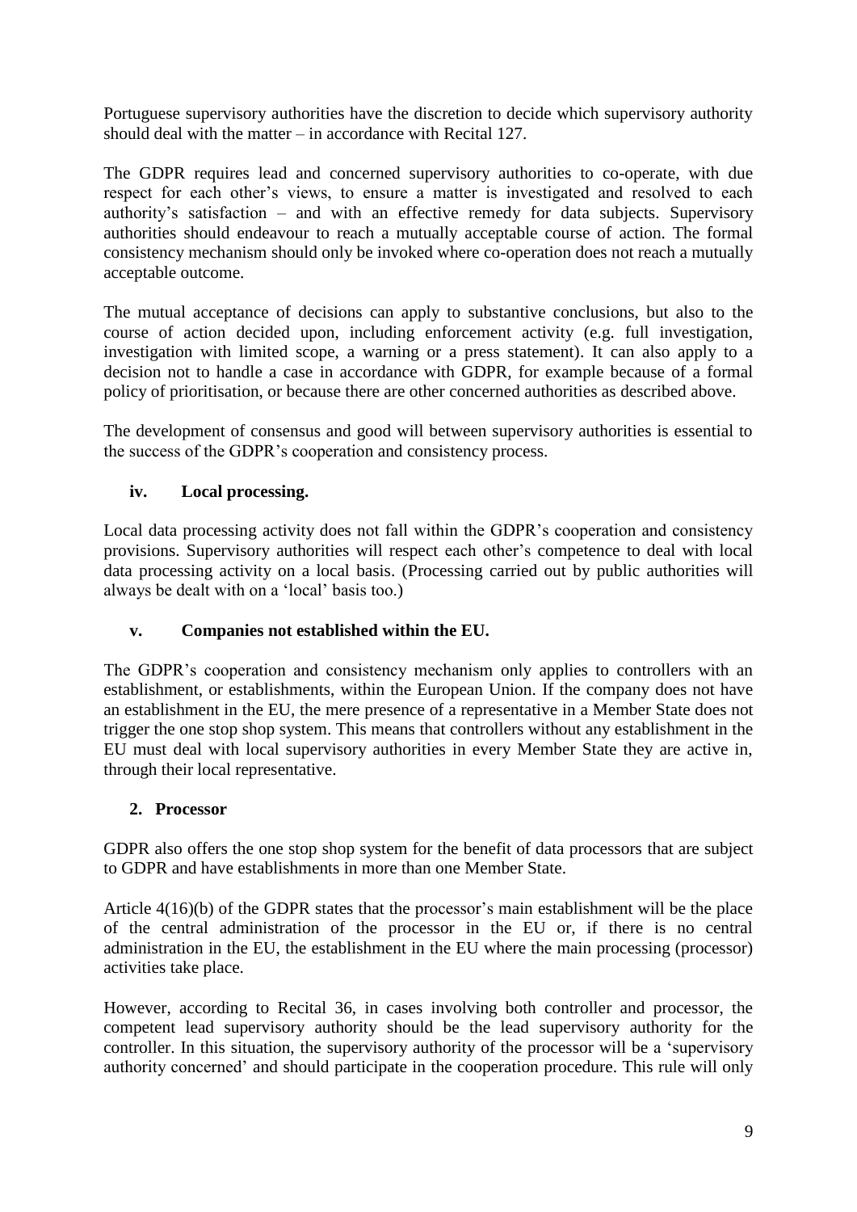Portuguese supervisory authorities have the discretion to decide which supervisory authority should deal with the matter – in accordance with Recital 127.

The GDPR requires lead and concerned supervisory authorities to co-operate, with due respect for each other's views, to ensure a matter is investigated and resolved to each authority's satisfaction – and with an effective remedy for data subjects. Supervisory authorities should endeavour to reach a mutually acceptable course of action. The formal consistency mechanism should only be invoked where co-operation does not reach a mutually acceptable outcome.

The mutual acceptance of decisions can apply to substantive conclusions, but also to the course of action decided upon, including enforcement activity (e.g. full investigation, investigation with limited scope, a warning or a press statement). It can also apply to a decision not to handle a case in accordance with GDPR, for example because of a formal policy of prioritisation, or because there are other concerned authorities as described above.

The development of consensus and good will between supervisory authorities is essential to the success of the GDPR's cooperation and consistency process.

### iv. Local processing.

Local data processing activity does not fall within the GDPR's cooperation and consistency provisions. Supervisory authorities will respect each other's competence to deal with local data processing activity on a local basis. (Processing carried out by public authorities will always be dealt with on a 'local' basis too.)

### v. Companies not established within the EU.

The GDPR's cooperation and consistency mechanism only applies to controllers with an establishment, or establishments, within the European Union. If the company does not have an establishment in the EU, the mere presence of a representative in a Member State does not trigger the one stop shop system. This means that controllers without any establishment in the EU must deal with local supervisory authorities in every Member State they are active in, through their local representative.

## 2. Processor

GDPR also offers the one stop shop system for the benefit of data processors that are subject to GDPR and have establishments in more than one Member State.

Article 4(16)(b) of the GDPR states that the processor's main establishment will be the place of the central administration of the processor in the EU or, if there is no central administration in the EU, the establishment in the EU where the main processing (processor) activities take place.

However, according to Recital 36, in cases involving both controller and processor, the competent lead supervisory authority should be the lead supervisory authority for the controller. In this situation, the supervisory authority of the processor will be a 'supervisory authority concerned' and should participate in the cooperation procedure. This rule will only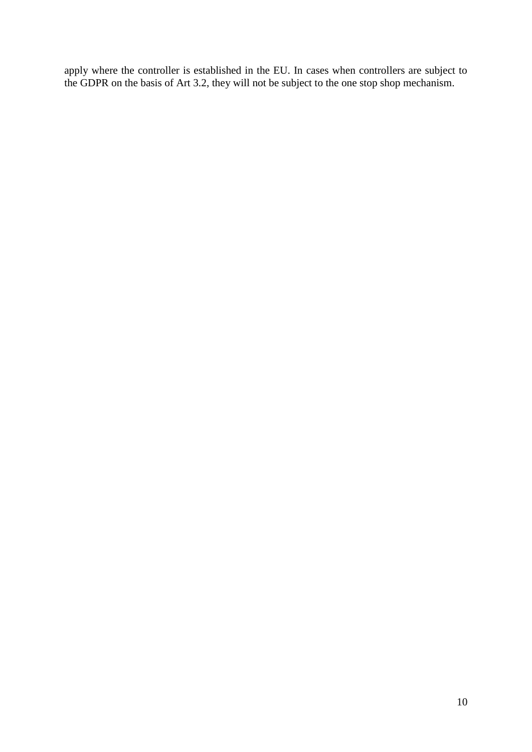apply where the controller is established in the EU. In cases when controllers are subject to the GDPR on the basis of Art 3.2, they will not be subject to the one stop shop mechanism.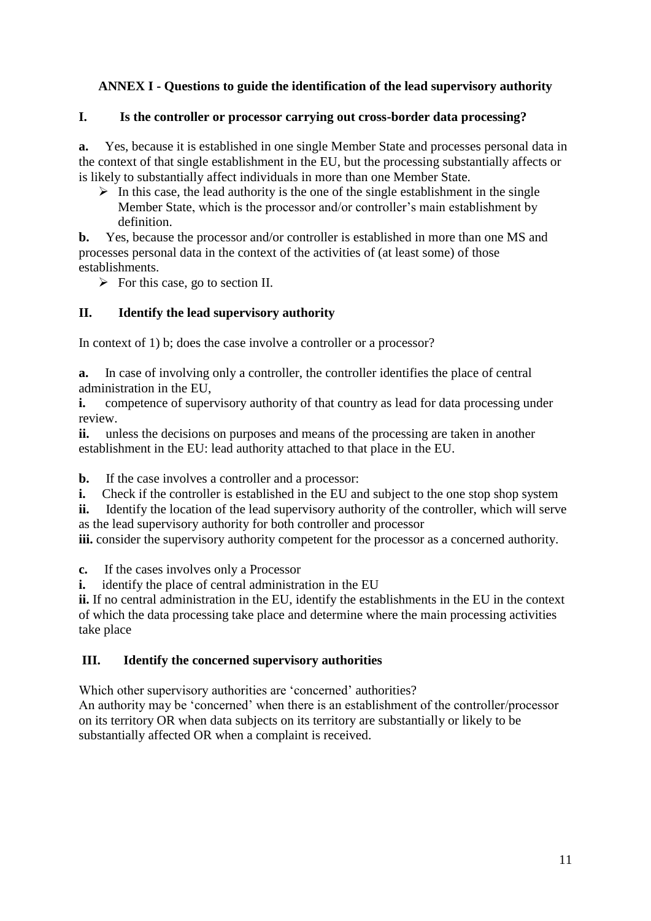## ANNEX I - Questions to guide the identification of the lead supervisory authority

### I. Is the controller or processor carrying out cross-border data processing?

**a.** Yes, because it is established in one single Member State and processes personal data in the context of that single establishment in the EU, but the processing substantially affects or is likely to substantially affect individuals in more than one Member State.

- In this case, the lead authority is the one of the single establishment in the single Member State, which is the processor and/or controller's main establishment by definition.

**b.** Yes, because the processor and/or controller is established in more than one MS and processes personal data in the context of the activities of (at least some) of those establishments.

- For this case, go to section II.

### II. Identify the lead supervisory authority

In context of 1) b; does the case involve a controller or a processor?

**a.** In case of involving only a controller, the controller identifies the place of central administration in the EU,

**i.** competence of supervisory authority of that country as lead for data processing under review.

**ii.** unless the decisions on purposes and means of the processing are taken in another establishment in the EU: lead authority attached to that place in the EU.

**b.** If the case involves a controller and a processor:

**i.** Check if the controller is established in the EU and subject to the one stop shop system

**ii.** Identify the location of the lead supervisory authority of the controller, which will serve as the lead supervisory authority for both controller and processor

**iii.** consider the supervisory authority competent for the processor as a concerned authority.

**c.** If the cases involves only a Processor

**i.** identify the place of central administration in the EU

**ii.** If no central administration in the EU, identify the establishments in the EU in the context of which the data processing take place and determine where the main processing activities take place

### III. Identify the concerned supervisory authorities

Which other supervisory authorities are 'concerned' authorities?
An authority may be 'concerned' when there is an establishment of the controller/processor on its territory OR when data subjects on its territory are substantially or likely to be substantially affected OR when a complaint is received.